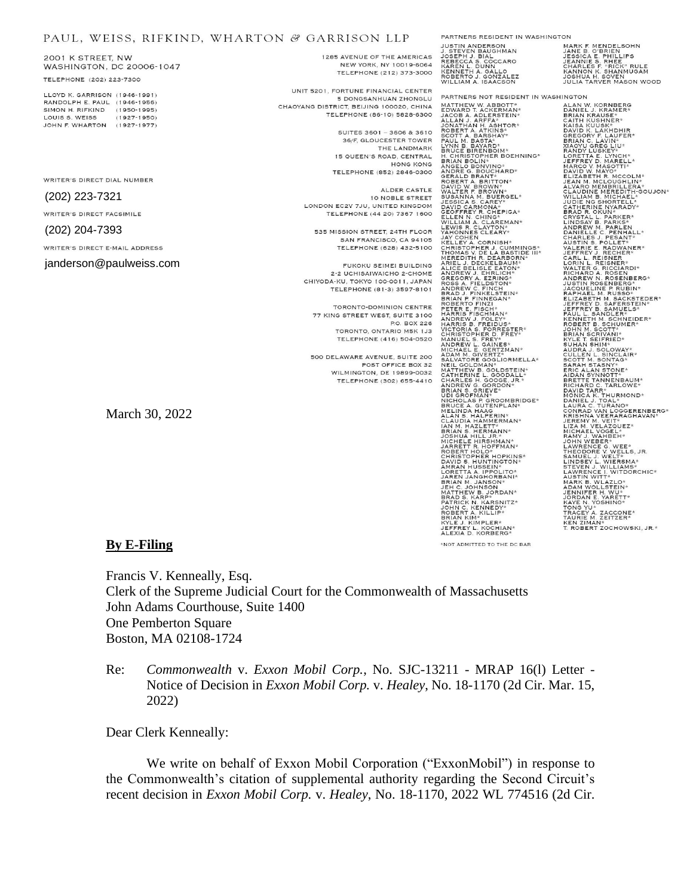PAUL, WEISS, RIFKIND, WHARTON & GARRISON LLP

2001 K STREET, NW
WASHINGTON, DC 20006-1047

TELEPHONE (202) 223-7300

LLOYD K. GARRISON (1946-1991)
RANDOLPH E. PAUL (1946-1956)
SIMON H. RIFKIND (1950-1995)
LOUIS S. WEISS (1927-1950)
JOHN F. WHARTON (1927-1977)

1285 AVENUE OF THE AMERICAS
NEW YORK, NY 10019-6064
TELEPHONE (212) 373-3000

UNIT 5201, FORTUNE FINANCIAL CENTER
5 DONGSANHUAN ZHONGLU
CHAOYANG DISTRICT, BEIJING 100020, CHINA
TELEPHONE (86-10) 5828-6300

SUITES 3601 – 3606 & 3610
36/F, GLOUCESTER TOWER
THE LANDMARK
15 QUEEN'S ROAD, CENTRAL
HONG KONG
TELEPHONE (852) 2846-0300

ALDER CASTLE
10 NOBLE STREET
LONDON EC2V 7JU, UNITED KINGDOM
TELEPHONE (44 20) 7367 1600

535 MISSION STREET, 24TH FLOOR
SAN FRANCISCO, CA 94105
TELEPHONE (628) 432-5100

FUKOKU SEIMEI BUILDING
2-2 UCHISAIWAICHO 2-CHOME
CHIYODA-KU, TOKYO 100-0011, JAPAN
TELEPHONE (81-3) 3597-8101

TORONTO-DOMINION CENTRE
77 KING STREET WEST, SUITE 3100
P.O. BOX 226
TORONTO, ONTARIO M5K 1J3
TELEPHONE (416) 504-0520

500 DELAWARE AVENUE, SUITE 200
POST OFFICE BOX 32
WILMINGTON, DE 19899-0032
TELEPHONE (302) 655-4410

PARTNERS RESIDENT IN WASHINGTON

JUSTIN ANDERSON
J. STEVEN BAUGHMAN
JOSEPH J. BIAL
REBECCA S. COCCARO
KAREN L. DUNN
KENNETH A. GALLO
ROBERTO J. GONZALEZ
WILLIAM A. ISAACSON
MARK F. MENDELSOHN
JANE B. O'BRIEN
JESSICA E. PHILLIPS
JEANNIE S. RHEE
CHARLES F. "RICK" RULE
KANNON K. SHANMUGAM
JOSHUA H. SOVEN
JULIA TARVER MASON WOOD

PARTNERS NOT RESIDENT IN WASHINGTON

MATTHEW W. ABBOTT*
EDWARD T. ACKERMAN*
JACOB A. ADLERSTEIN*
ALLAN J. ARFFA*
JONATHAN H. ASHTOR*
ROBERT A. ATKINS*
SCOTT A. BARSHAY*
PAUL M. BASTA*
LYNN B. BAYARD*
BRUCE BIRENBOIM*
H. CHRISTOPHER BOEHNING*
BRIAN BOLIN*
ANGELO BONVINO*
ANDRE G. BOUCHARD*
GERALD BRANT*
ROBERT A. BRITTON*
DAVID W. BROWN*
WALTER F. BROWN*
SUSANNA M. BUERGEL*
JESSICA S. CAREY*
DAVID CARMONA*
GEOFFREY R. CHEPIGA*
ELLEN N. CHING*
WILLIAM A. CLAREMAN*
LEWIS R. CLAYTON*
YAHONNES CLEARY*
JAY COHEN
KELLEY A. CORNISH*
CHRISTOPHER J. CUMMINGS*
THOMAS V. DE LA BASTIDE III*
MEREDITH R. DEARBORN*
ARIEL J. DECKELBAUM*
ALICE BELISLE EATON*
ANDREW J. EHRLICH*
GREGORY A. EZRING*
ROSS A. FIELDSTON*
ANDREW C. FINCH
BRAD J. FINKELSTEIN*
BRIAN P. FINNEGAN*
ROBERTO FINZI
PETER E. FISCH*
HARRIS FISCHMAN*
ANDREW J. FOLEY*
HARRIS B. FREIDUS*
VICTORIA S. FORRESTER*
CHRISTOPHER D. FREY*
MANUEL S. FREY*
ANDREW L. GAINES*
MICHAEL E. GERTZMAN*
ADAM M. GIVERTZ*
SALVATORE GOGLIORMELLA*
NEIL GOLDMAN*
MATTHEW B. GOLDSTEIN*
CATHERINE L. GOODALL*
CHARLES H. GOOGE, JR.*
ANDREW G. GORDON*
BRIAN S. GRIEVE*
UDI GROFMAN*
NICHOLAS P. GROOMBRIDGE*
BRUCE A. GUTENPLAN*
MELINDA HAAG
ALAN S. HALPERIN*
CLAUDIA HAMMERMAN*
IAN M. HAZLETT*
BRIAN S. HERMANN*
JOSHUA HILL JR.*
MICHELE HIRSHMAN*
JARRETT R. HOFFMAN*
ROBERT HOLO*
CHRISTOPHER HOPKINS*
DAVID S. HUNTINGTON*
AMRAN HUSSEIN*
LORETTA A. IPPOLITO*
JAREN JANGHORBANI*
BRIAN M. JANSON*
JEH C. JOHNSON
MATTHEW B. JORDAN*
BRAD S. KARP*
PATRICK N. KARSNITZ*
JOHN C. KENNEDY*
ROBERT A. KILLIP*
BRIAN KIM*
KYLE J. KIMPLER*
JEFFREY L. KOCHIAN*
ALEXIA D. KORBERG*
ALAN W. KORNBERG
DANIEL J. KRAMER*
BRIAN KRAUSE*
CAITH KUSHNER*
KAISA KUUSK*
DAVID K. LAKHDHIR
GREGORY F. LAUFER*
BRIAN C. LAVIN*
XIAOYU GREG LIU*
RANDY LUSKEY*
LORETTA E. LYNCH*
JEFFREY D. MARELL*
MARCO V. MASOTTI*
DAVID W. MAYO*
ELIZABETH R. MCCOLM*
JEAN M. MCLOUGHLIN*
ALVARO MEMBRILLERA*
CLAUDINE MEREDITH-GOUJON*
WILLIAM B. MICHAEL*
JUDIE NG SHORTELL*
CATHERINE NYARADY*
BRAD R. OKUN*
CRYSTAL L. PARKER*
LINDSAY B. PARKS*
ANDREW M. PARLEN
DANIELLE C. PENHALL*
CHARLES J. PESANT*
AUSTIN S. POLLET*
VALERIE E. RADWANER*
JEFFREY J. RECHER*
CARL L. REISNER
LORIN L. REISNER*
WALTER G. RICCIARDI*
RICHARD A. ROSEN
ANDREW N. ROSENBERG*
JUSTIN ROSENBERG*
JACQUELINE P. RUBIN*
RAPHAEL M. RUSSO*
ELIZABETH M. SACKSTEDER*
JEFFREY D. SAFERSTEIN*
JEFFREY B. SAMUELS*
PAUL L. SANDLER*
KENNETH M. SCHNEIDER*
ROBERT B. SCHUMER*
JOHN M. SCOTT*
BRIAN SCRIVANI*
KYLE T. SEIFRIED*
SUHAN SHIM*
AUDRA J. SOLOWAY*
CULLEN L. SINCLAIR*
SCOTT M. SONTAG*
SARAH STASNY*
ERIC ALAN STONE*
AIDAN SYNNOTT*
BRETTE TANNENBAUM*
RICHARD C. TARLOWE*
DAVID TARR*
MONICA K. THURMOND*
DANIEL J. TOAL*
LAURA C. TURANO*
CONRAD VAN LOGGERENBERG*
KRISHNA VEERARAGHAVAN*
JEREMY M. VEIT*
LIZA M. VELAZQUEZ*
MICHAEL VOGEL*
RAMY J. WAHBEH*
JOHN WEBER*
LAWRENCE G. WEE*
THEODORE V. WELLS, JR.
SAMUEL J. WELT*
LINDSEY L. WIERSMA*
STEVEN J. WILLIAMS*
LAWRENCE I. WITDORCHIC*
AUSTIN WITT*
MARK B. WLAZLO*
ADAM WOLLSTEIN*
JENNIFER H. WU*
JORDAN E. YARETT*
KAYE N. YOSHINO*
TONG YU*
TRACEY A. ZACCONE*
TAURIE M. ZEITZER*
KEN ZIMAN*
T. ROBERT ZOCHOWSKI, JR.*

*NOT ADMITTED TO THE DC BAR

WRITER'S DIRECT DIAL NUMBER

(202) 223-7321

WRITER'S DIRECT FACSIMILE

(202) 204-7393

WRITER'S DIRECT E-MAIL ADDRESS

janderson@paulweiss.com

March 30, 2022

**By E-Filing**

Francis V. Kenneally, Esq.
Clerk of the Supreme Judicial Court for the Commonwealth of Massachusetts
John Adams Courthouse, Suite 1400
One Pemberton Square
Boston, MA 02108-1724

Re: *Commonwealth* v. *Exxon Mobil Corp.*, No. SJC-13211 - MRAP 16(l) Letter - Notice of Decision in *Exxon Mobil Corp.* v. *Healey*, No. 18-1170 (2d Cir. Mar. 15, 2022)

Dear Clerk Kenneally:

We write on behalf of Exxon Mobil Corporation ("ExxonMobil") in response to the Commonwealth's citation of supplemental authority regarding the Second Circuit's recent decision in *Exxon Mobil Corp.* v. *Healey*, No. 18-1170, 2022 WL 774516 (2d Cir.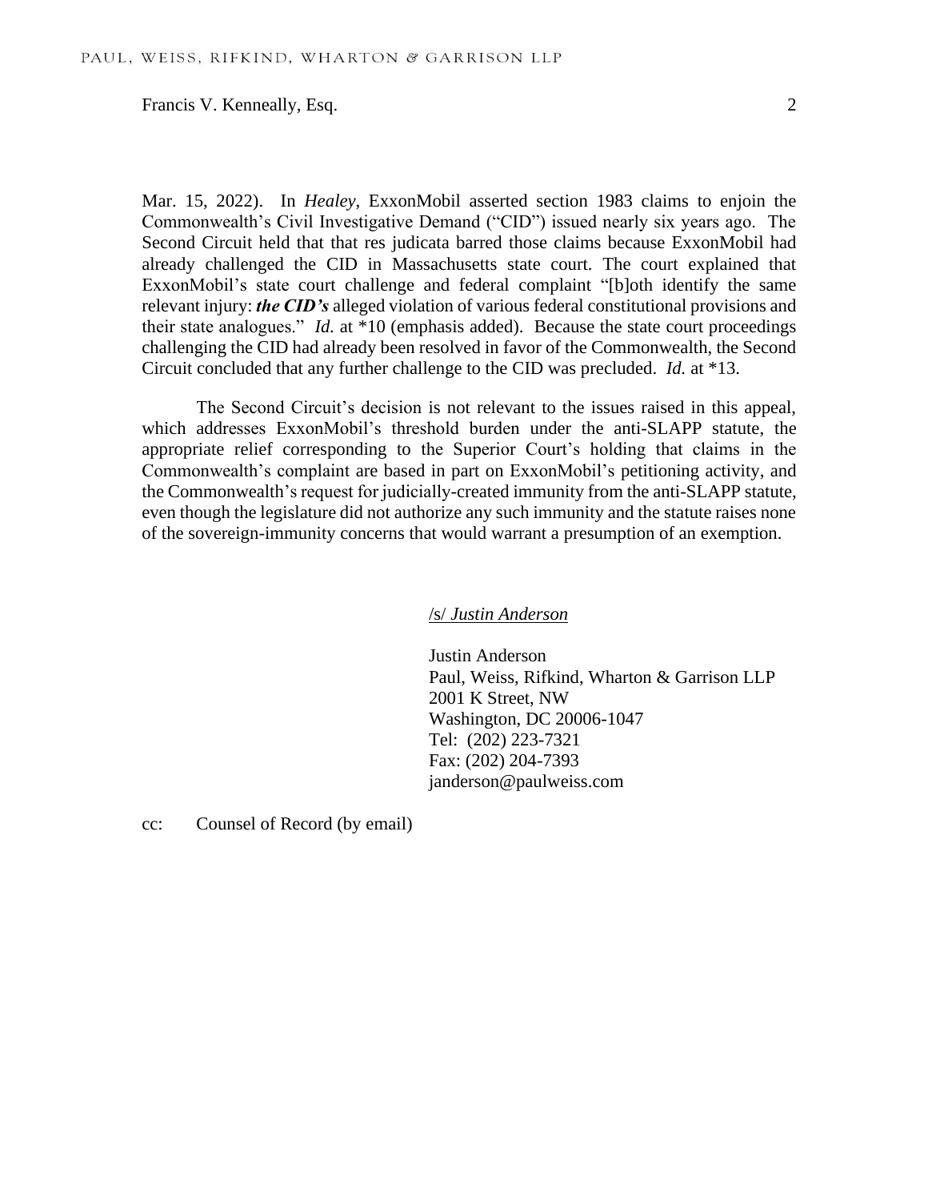Mar. 15, 2022). In *Healey*, ExxonMobil asserted section 1983 claims to enjoin the Commonwealth's Civil Investigative Demand ("CID") issued nearly six years ago. The Second Circuit held that that res judicata barred those claims because ExxonMobil had already challenged the CID in Massachusetts state court. The court explained that ExxonMobil's state court challenge and federal complaint "[b]oth identify the same relevant injury: ***the CID's*** alleged violation of various federal constitutional provisions and their state analogues." *Id.* at *10 (emphasis added). Because the state court proceedings challenging the CID had already been resolved in favor of the Commonwealth, the Second Circuit concluded that any further challenge to the CID was precluded. *Id.* at *13.

The Second Circuit's decision is not relevant to the issues raised in this appeal, which addresses ExxonMobil's threshold burden under the anti-SLAPP statute, the appropriate relief corresponding to the Superior Court's holding that claims in the Commonwealth's complaint are based in part on ExxonMobil's petitioning activity, and the Commonwealth's request for judicially-created immunity from the anti-SLAPP statute, even though the legislature did not authorize any such immunity and the statute raises none of the sovereign-immunity concerns that would warrant a presumption of an exemption.

/s/ *Justin Anderson*

Justin Anderson
Paul, Weiss, Rifkind, Wharton & Garrison LLP
2001 K Street, NW
Washington, DC 20006-1047
Tel: (202) 223-7321
Fax: (202) 204-7393
janderson@paulweiss.com

cc: Counsel of Record (by email)